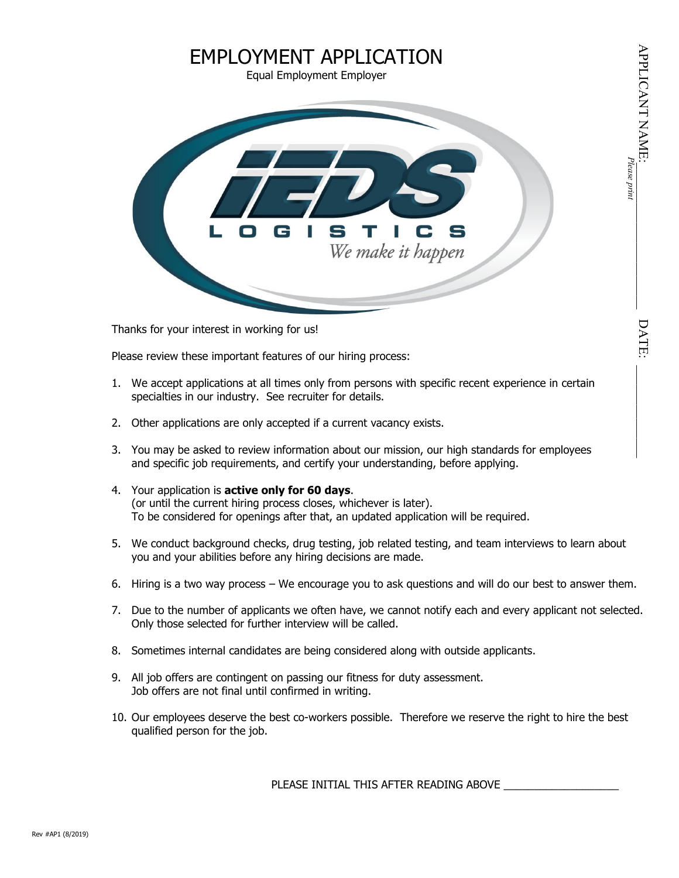# EMPLOYMENT APPLICATION

Equal Employment Employer

iEDS LOGISTICS *We make it happen*

APPLICANT NAME: ____________________ *Please print*

DATE: ____________

Thanks for your interest in working for us!

Please review these important features of our hiring process:

1. We accept applications at all times only from persons with specific recent experience in certain specialties in our industry. See recruiter for details.

2. Other applications are only accepted if a current vacancy exists.

3. You may be asked to review information about our mission, our high standards for employees and specific job requirements, and certify your understanding, before applying.

4. Your application is **active only for 60 days**.
   (or until the current hiring process closes, whichever is later).
   To be considered for openings after that, an updated application will be required.

5. We conduct background checks, drug testing, job related testing, and team interviews to learn about you and your abilities before any hiring decisions are made.

6. Hiring is a two way process – We encourage you to ask questions and will do our best to answer them.

7. Due to the number of applicants we often have, we cannot notify each and every applicant not selected. Only those selected for further interview will be called.

8. Sometimes internal candidates are being considered along with outside applicants.

9. All job offers are contingent on passing our fitness for duty assessment.
   Job offers are not final until confirmed in writing.

10. Our employees deserve the best co-workers possible. Therefore we reserve the right to hire the best qualified person for the job.

PLEASE INITIAL THIS AFTER READING ABOVE ____________________

Rev #AP1 (8/2019)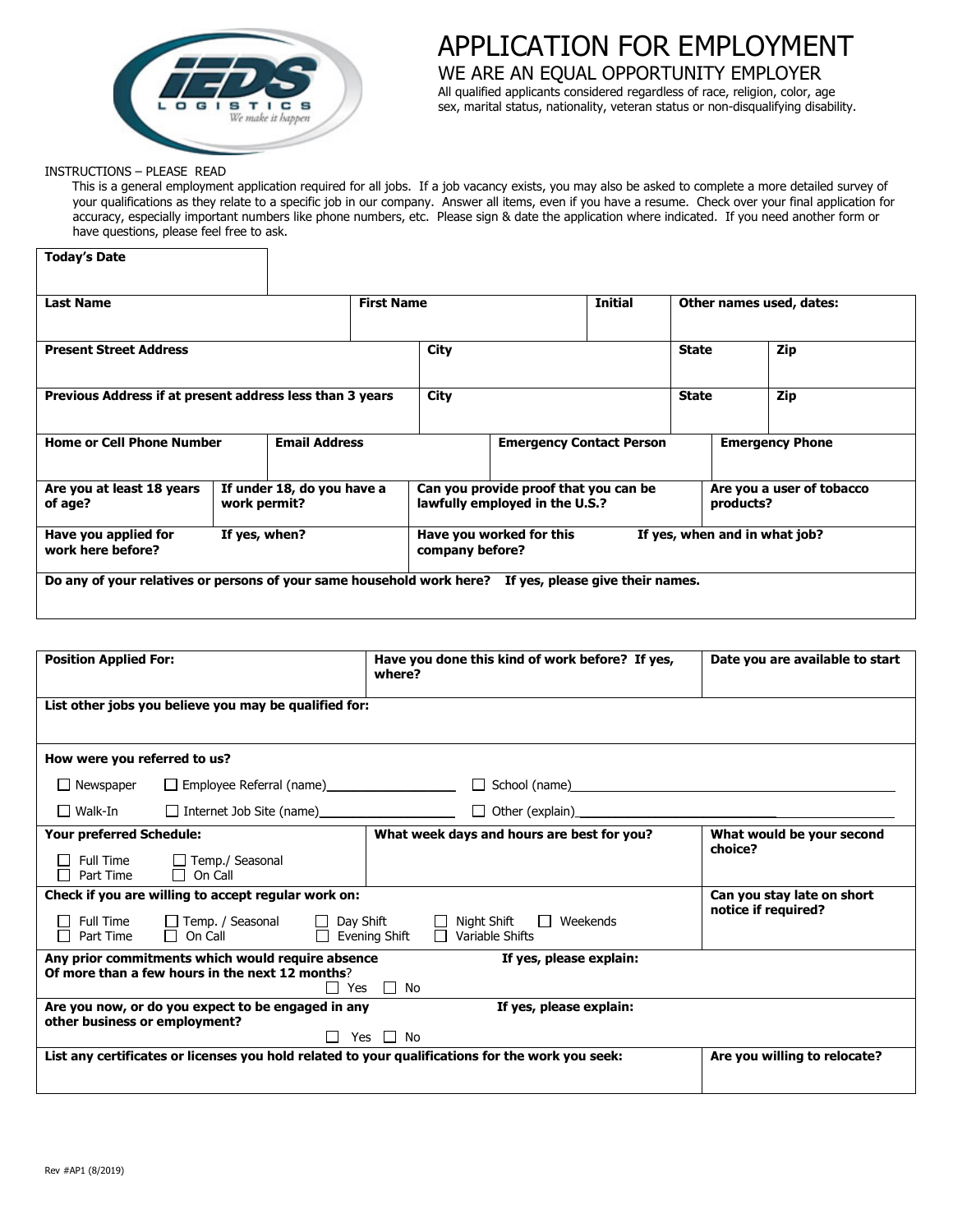# APPLICATION FOR EMPLOYMENT

## WE ARE AN EQUAL OPPORTUNITY EMPLOYER

All qualified applicants considered regardless of race, religion, color, age sex, marital status, nationality, veteran status or non-disqualifying disability.

INSTRUCTIONS – PLEASE READ

This is a general employment application required for all jobs. If a job vacancy exists, you may also be asked to complete a more detailed survey of your qualifications as they relate to a specific job in our company. Answer all items, even if you have a resume. Check over your final application for accuracy, especially important numbers like phone numbers, etc. Please sign & date the application where indicated. If you need another form or have questions, please feel free to ask.

| **Today's Date** | | | |
|---|---|---|---|
| **Last Name** | **First Name** | **Initial** | **Other names used, dates:** |
| **Present Street Address** | **City** | **State** | **Zip** |
| **Previous Address if at present address less than 3 years** | **City** | **State** | **Zip** |
| **Home or Cell Phone Number** | **Email Address** | **Emergency Contact Person** | **Emergency Phone** |
| **Are you at least 18 years of age?** | **If under 18, do you have a work permit?** | **Can you provide proof that you can be lawfully employed in the U.S.?** | **Are you a user of tobacco products?** |
| **Have you applied for work here before?** | **If yes, when?** | **Have you worked for this company before?** | **If yes, when and in what job?** |
| **Do any of your relatives or persons of your same household work here? If yes, please give their names.** | | | |

| **Position Applied For:** | **Have you done this kind of work before? If yes, where?** | **Date you are available to start** |
|---|---|---|
| **List other jobs you believe you may be qualified for:** | | |
| **How were you referred to us?**<br>☐ Newspaper ☐ Employee Referral (name)________ ☐ School (name)________<br>☐ Walk-In ☐ Internet Job Site (name)________ ☐ Other (explain)________ | | |
| **Your preferred Schedule:**<br>☐ Full Time ☐ Temp./ Seasonal<br>☐ Part Time ☐ On Call | **What week days and hours are best for you?** | **What would be your second choice?** |
| **Check if you are willing to accept regular work on:**<br>☐ Full Time ☐ Temp. / Seasonal ☐ Day Shift ☐ Night Shift ☐ Weekends<br>☐ Part Time ☐ On Call ☐ Evening Shift ☐ Variable Shifts | | **Can you stay late on short notice if required?** |
| **Any prior commitments which would require absence Of more than a few hours in the next 12 months?** ☐ Yes ☐ No | **If yes, please explain:** | |
| **Are you now, or do you expect to be engaged in any other business or employment?** ☐ Yes ☐ No | **If yes, please explain:** | |
| **List any certificates or licenses you hold related to your qualifications for the work you seek:** | | **Are you willing to relocate?** |

Rev #AP1 (8/2019)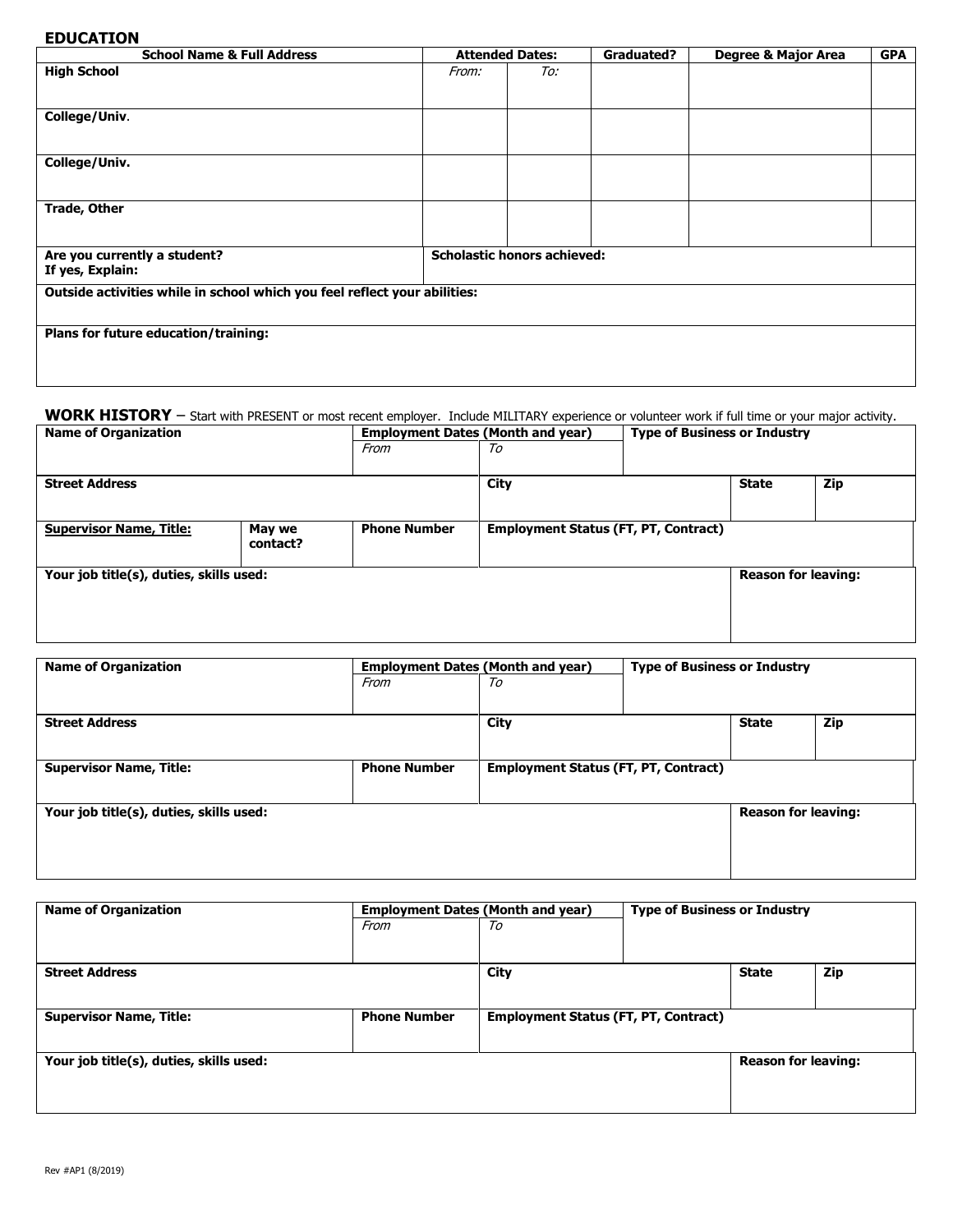## EDUCATION

| School Name & Full Address | Attended Dates: | | Graduated? | Degree & Major Area | GPA |
|---|---|---|---|---|---|
| **High School** | *From:* | *To:* | | | |
| **College/Univ**. | | | | | |
| **College/Univ.** | | | | | |
| **Trade, Other** | | | | | |
| **Are you currently a student? If yes, Explain:** | **Scholastic honors achieved:** | | | | |
| **Outside activities while in school which you feel reflect your abilities:** | | | | | |
| **Plans for future education/training:** | | | | | |

## WORK HISTORY – Start with PRESENT or most recent employer. Include MILITARY experience or volunteer work if full time or your major activity.

| Name of Organization | | Employment Dates (Month and year) | | Type of Business or Industry | |
|---|---|---|---|---|---|
| | | *From* | *To* | | |
| **Street Address** | | | **City** | **State** | **Zip** |
| **Supervisor Name, Title:** | **May we contact?** | **Phone Number** | **Employment Status (FT, PT, Contract)** | | |
| **Your job title(s), duties, skills used:** | | | | **Reason for leaving:** | |

| Name of Organization | Employment Dates (Month and year) | | Type of Business or Industry | |
|---|---|---|---|---|
| | *From* | *To* | | |
| **Street Address** | | **City** | **State** | **Zip** |
| **Supervisor Name, Title:** | **Phone Number** | **Employment Status (FT, PT, Contract)** | | |
| **Your job title(s), duties, skills used:** | | | **Reason for leaving:** | |

| Name of Organization | Employment Dates (Month and year) | | Type of Business or Industry | |
|---|---|---|---|---|
| | *From* | *To* | | |
| **Street Address** | | **City** | **State** | **Zip** |
| **Supervisor Name, Title:** | **Phone Number** | **Employment Status (FT, PT, Contract)** | | |
| **Your job title(s), duties, skills used:** | | | **Reason for leaving:** | |

Rev #AP1 (8/2019)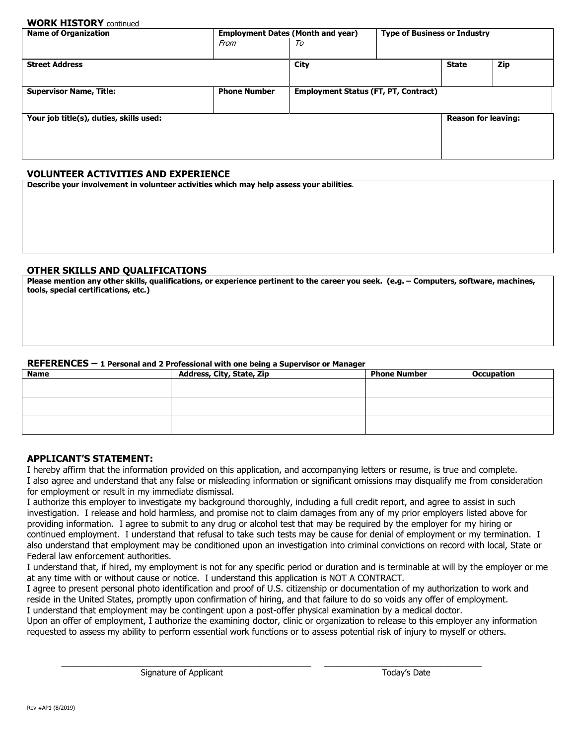## WORK HISTORY continued

| Name of Organization | Employment Dates (Month and year) | | Type of Business or Industry | |
|---|---|---|---|---|
| | *From* | *To* | | |
| **Street Address** | | **City** | **State** | **Zip** |
| | | | | |
| **Supervisor Name, Title:** | **Phone Number** | **Employment Status (FT, PT, Contract)** | | |
| | | | | |
| **Your job title(s), duties, skills used:** | | | **Reason for leaving:** | |
| | | | | |

## VOLUNTEER ACTIVITIES AND EXPERIENCE

**Describe your involvement in volunteer activities which may help assess your abilities**.

## OTHER SKILLS AND QUALIFICATIONS

**Please mention any other skills, qualifications, or experience pertinent to the career you seek. (e.g. – Computers, software, machines, tools, special certifications, etc.)**

## REFERENCES – 1 Personal and 2 Professional with one being a Supervisor or Manager

| Name | Address, City, State, Zip | Phone Number | Occupation |
|---|---|---|---|
| | | | |
| | | | |
| | | | |

## APPLICANT'S STATEMENT:

I hereby affirm that the information provided on this application, and accompanying letters or resume, is true and complete.

I also agree and understand that any false or misleading information or significant omissions may disqualify me from consideration for employment or result in my immediate dismissal.

I authorize this employer to investigate my background thoroughly, including a full credit report, and agree to assist in such investigation. I release and hold harmless, and promise not to claim damages from any of my prior employers listed above for providing information. I agree to submit to any drug or alcohol test that may be required by the employer for my hiring or continued employment. I understand that refusal to take such tests may be cause for denial of employment or my termination. I also understand that employment may be conditioned upon an investigation into criminal convictions on record with local, State or Federal law enforcement authorities.

I understand that, if hired, my employment is not for any specific period or duration and is terminable at will by the employer or me at any time with or without cause or notice. I understand this application is NOT A CONTRACT.

I agree to present personal photo identification and proof of U.S. citizenship or documentation of my authorization to work and reside in the United States, promptly upon confirmation of hiring, and that failure to do so voids any offer of employment.

I understand that employment may be contingent upon a post-offer physical examination by a medical doctor.

Upon an offer of employment, I authorize the examining doctor, clinic or organization to release to this employer any information requested to assess my ability to perform essential work functions or to assess potential risk of injury to myself or others.

\_\_\_\_\_\_\_\_\_\_\_\_\_\_\_\_\_\_\_\_\_\_\_\_\_\_\_\_\_\_\_\_\_\_\_\_\_\_\_\_ \_\_\_\_\_\_\_\_\_\_\_\_\_\_\_\_\_\_\_\_\_\_\_\_\_\_\_\_

Signature of Applicant Today's Date

Rev #AP1 (8/2019)